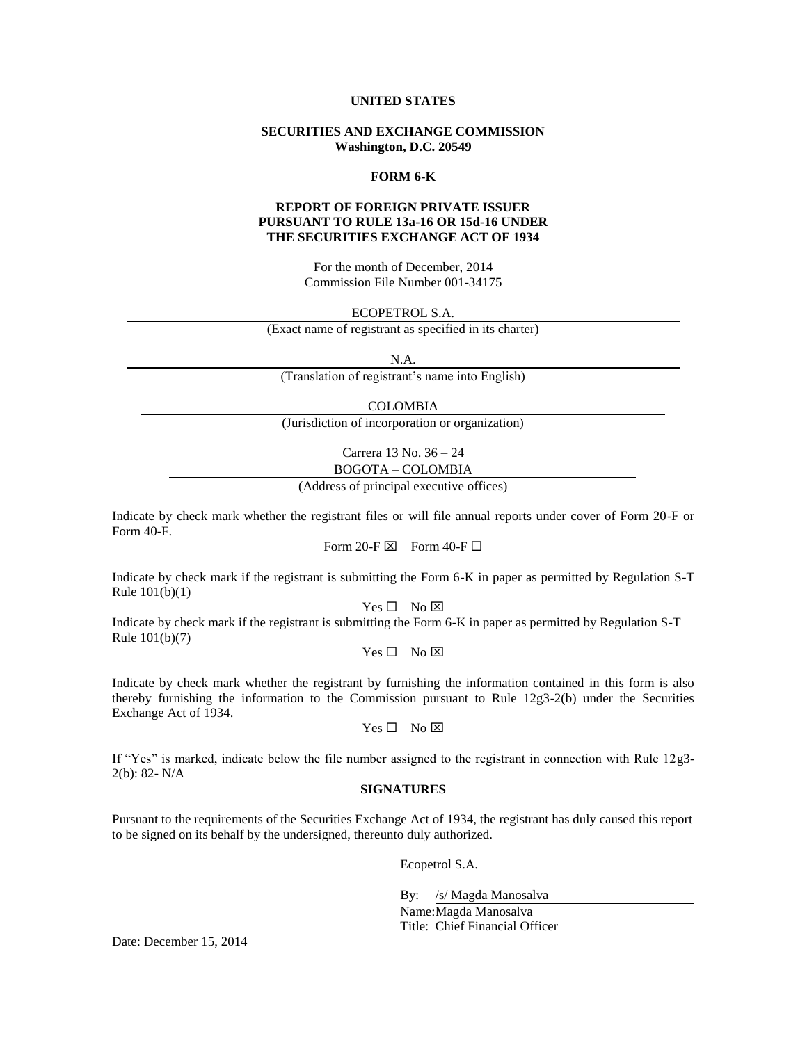**UNITED STATES**

**SECURITIES AND EXCHANGE COMMISSION**
**Washington, D.C. 20549**

**FORM 6-K**

**REPORT OF FOREIGN PRIVATE ISSUER**
**PURSUANT TO RULE 13a-16 OR 15d-16 UNDER**
**THE SECURITIES EXCHANGE ACT OF 1934**

For the month of December, 2014
Commission File Number 001-34175

ECOPETROL S.A.
(Exact name of registrant as specified in its charter)

N.A.
(Translation of registrant's name into English)

COLOMBIA
(Jurisdiction of incorporation or organization)

Carrera 13 No. 36 – 24
BOGOTA – COLOMBIA
(Address of principal executive offices)

Indicate by check mark whether the registrant files or will file annual reports under cover of Form 20-F or Form 40-F.

Form 20-F ☒ Form 40-F ☐

Indicate by check mark if the registrant is submitting the Form 6-K in paper as permitted by Regulation S-T Rule 101(b)(1)

Yes ☐ No ☒

Indicate by check mark if the registrant is submitting the Form 6-K in paper as permitted by Regulation S-T Rule 101(b)(7)

Yes ☐ No ☒

Indicate by check mark whether the registrant by furnishing the information contained in this form is also thereby furnishing the information to the Commission pursuant to Rule 12g3-2(b) under the Securities Exchange Act of 1934.

Yes ☐ No ☒

If "Yes" is marked, indicate below the file number assigned to the registrant in connection with Rule 12g3-2(b): 82- N/A

**SIGNATURES**

Pursuant to the requirements of the Securities Exchange Act of 1934, the registrant has duly caused this report to be signed on its behalf by the undersigned, thereunto duly authorized.

Ecopetrol S.A.

By: /s/ Magda Manosalva
Name: Magda Manosalva
Title: Chief Financial Officer

Date: December 15, 2014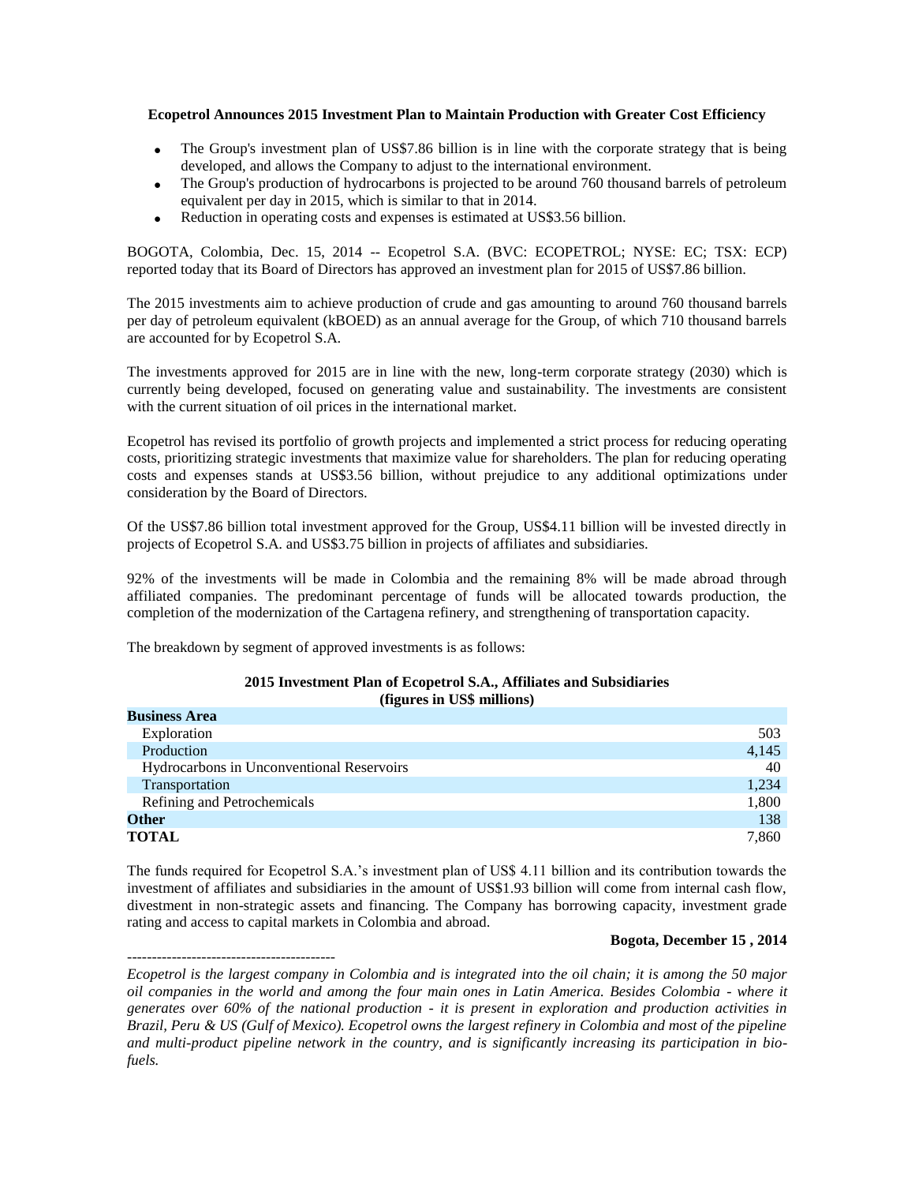**Ecopetrol Announces 2015 Investment Plan to Maintain Production with Greater Cost Efficiency**

- The Group's investment plan of US$7.86 billion is in line with the corporate strategy that is being developed, and allows the Company to adjust to the international environment.
- The Group's production of hydrocarbons is projected to be around 760 thousand barrels of petroleum equivalent per day in 2015, which is similar to that in 2014.
- Reduction in operating costs and expenses is estimated at US$3.56 billion.

BOGOTA, Colombia, Dec. 15, 2014 -- Ecopetrol S.A. (BVC: ECOPETROL; NYSE: EC; TSX: ECP) reported today that its Board of Directors has approved an investment plan for 2015 of US$7.86 billion.

The 2015 investments aim to achieve production of crude and gas amounting to around 760 thousand barrels per day of petroleum equivalent (kBOED) as an annual average for the Group, of which 710 thousand barrels are accounted for by Ecopetrol S.A.

The investments approved for 2015 are in line with the new, long-term corporate strategy (2030) which is currently being developed, focused on generating value and sustainability. The investments are consistent with the current situation of oil prices in the international market.

Ecopetrol has revised its portfolio of growth projects and implemented a strict process for reducing operating costs, prioritizing strategic investments that maximize value for shareholders. The plan for reducing operating costs and expenses stands at US$3.56 billion, without prejudice to any additional optimizations under consideration by the Board of Directors.

Of the US$7.86 billion total investment approved for the Group, US$4.11 billion will be invested directly in projects of Ecopetrol S.A. and US$3.75 billion in projects of affiliates and subsidiaries.

92% of the investments will be made in Colombia and the remaining 8% will be made abroad through affiliated companies. The predominant percentage of funds will be allocated towards production, the completion of the modernization of the Cartagena refinery, and strengthening of transportation capacity.

The breakdown by segment of approved investments is as follows:

**2015 Investment Plan of Ecopetrol S.A., Affiliates and Subsidiaries**
**(figures in US$ millions)**

| **Business Area** | |
|---|---|
| Exploration | 503 |
| Production | 4,145 |
| Hydrocarbons in Unconventional Reservoirs | 40 |
| Transportation | 1,234 |
| Refining and Petrochemicals | 1,800 |
| **Other** | 138 |
| **TOTAL** | 7,860 |

The funds required for Ecopetrol S.A.'s investment plan of US$ 4.11 billion and its contribution towards the investment of affiliates and subsidiaries in the amount of US$1.93 billion will come from internal cash flow, divestment in non-strategic assets and financing. The Company has borrowing capacity, investment grade rating and access to capital markets in Colombia and abroad.

**Bogota, December 15 , 2014**

------------------------------------------

*Ecopetrol is the largest company in Colombia and is integrated into the oil chain; it is among the 50 major oil companies in the world and among the four main ones in Latin America. Besides Colombia - where it generates over 60% of the national production - it is present in exploration and production activities in Brazil, Peru & US (Gulf of Mexico). Ecopetrol owns the largest refinery in Colombia and most of the pipeline and multi-product pipeline network in the country, and is significantly increasing its participation in bio-fuels.*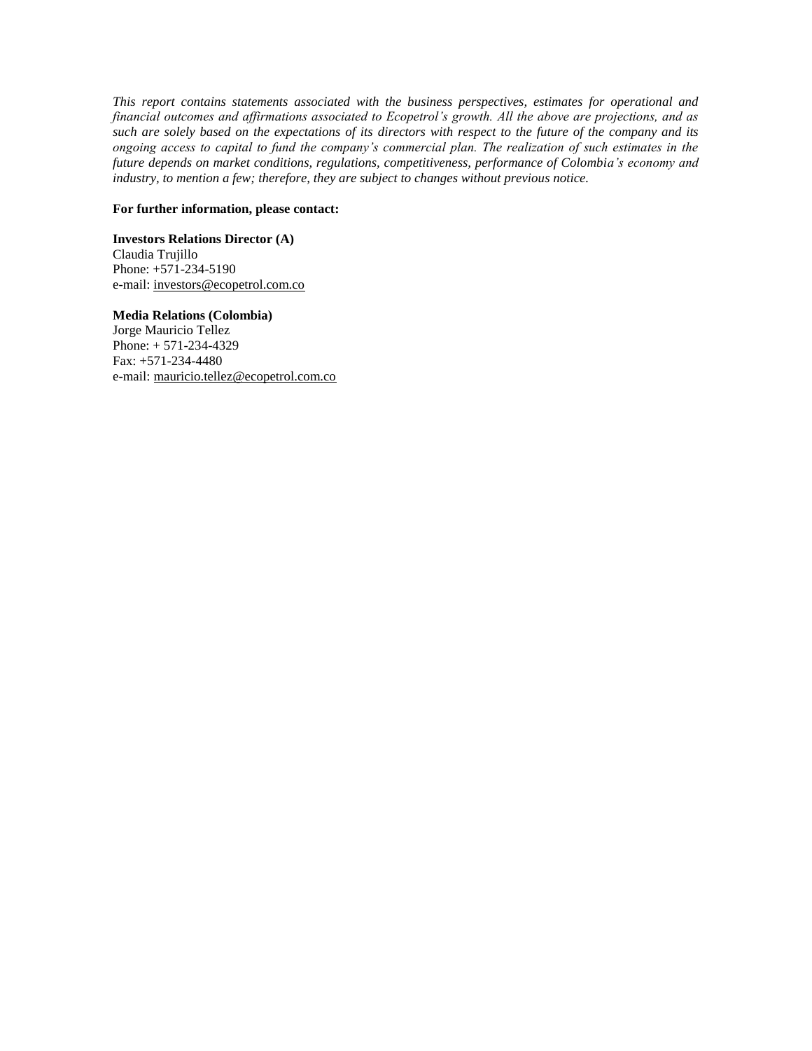*This report contains statements associated with the business perspectives, estimates for operational and financial outcomes and affirmations associated to Ecopetrol's growth. All the above are projections, and as such are solely based on the expectations of its directors with respect to the future of the company and its ongoing access to capital to fund the company's commercial plan. The realization of such estimates in the future depends on market conditions, regulations, competitiveness, performance of Colombia's economy and industry, to mention a few; therefore, they are subject to changes without previous notice.*

**For further information, please contact:**

**Investors Relations Director (A)**
Claudia Trujillo
Phone: +571-234-5190
e-mail: investors@ecopetrol.com.co

**Media Relations (Colombia)**
Jorge Mauricio Tellez
Phone: + 571-234-4329
Fax: +571-234-4480
e-mail: mauricio.tellez@ecopetrol.com.co